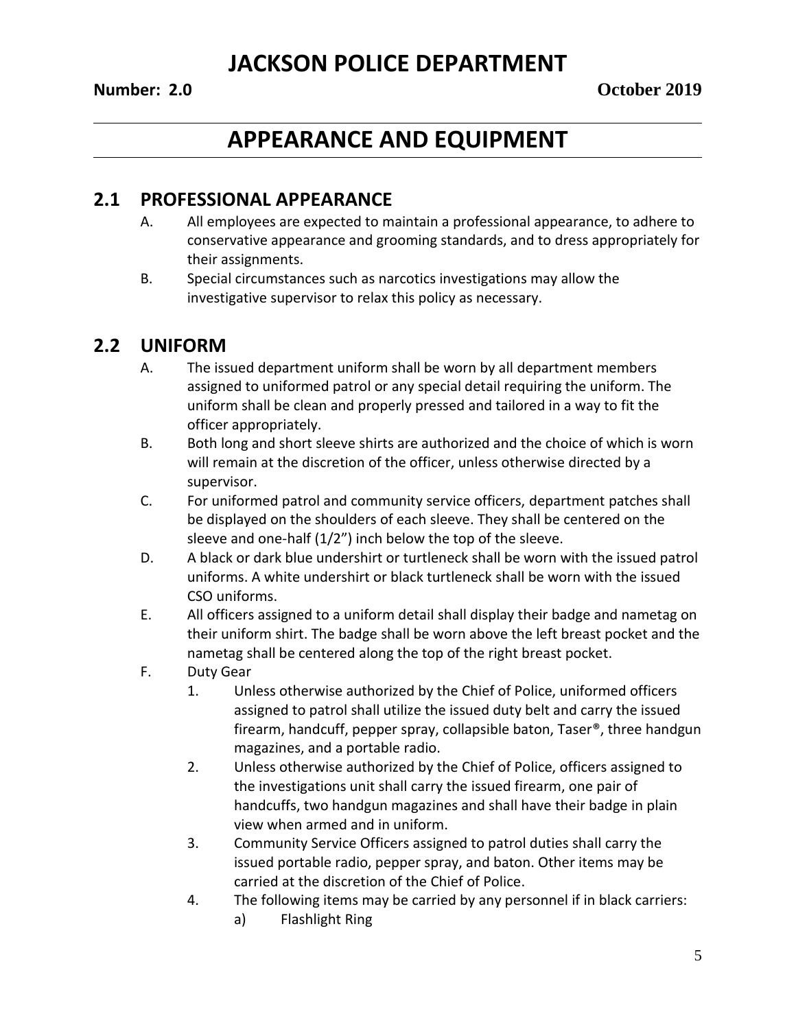# JACKSON POLICE DEPARTMENT

**Number: 2.0** **October 2019**

# APPEARANCE AND EQUIPMENT

## 2.1 PROFESSIONAL APPEARANCE

A. All employees are expected to maintain a professional appearance, to adhere to conservative appearance and grooming standards, and to dress appropriately for their assignments.

B. Special circumstances such as narcotics investigations may allow the investigative supervisor to relax this policy as necessary.

## 2.2 UNIFORM

A. The issued department uniform shall be worn by all department members assigned to uniformed patrol or any special detail requiring the uniform. The uniform shall be clean and properly pressed and tailored in a way to fit the officer appropriately.

B. Both long and short sleeve shirts are authorized and the choice of which is worn will remain at the discretion of the officer, unless otherwise directed by a supervisor.

C. For uniformed patrol and community service officers, department patches shall be displayed on the shoulders of each sleeve. They shall be centered on the sleeve and one-half (1/2") inch below the top of the sleeve.

D. A black or dark blue undershirt or turtleneck shall be worn with the issued patrol uniforms. A white undershirt or black turtleneck shall be worn with the issued CSO uniforms.

E. All officers assigned to a uniform detail shall display their badge and nametag on their uniform shirt. The badge shall be worn above the left breast pocket and the nametag shall be centered along the top of the right breast pocket.

F. Duty Gear

1. Unless otherwise authorized by the Chief of Police, uniformed officers assigned to patrol shall utilize the issued duty belt and carry the issued firearm, handcuff, pepper spray, collapsible baton, Taser®, three handgun magazines, and a portable radio.
2. Unless otherwise authorized by the Chief of Police, officers assigned to the investigations unit shall carry the issued firearm, one pair of handcuffs, two handgun magazines and shall have their badge in plain view when armed and in uniform.
3. Community Service Officers assigned to patrol duties shall carry the issued portable radio, pepper spray, and baton. Other items may be carried at the discretion of the Chief of Police.
4. The following items may be carried by any personnel if in black carriers:
   a) Flashlight Ring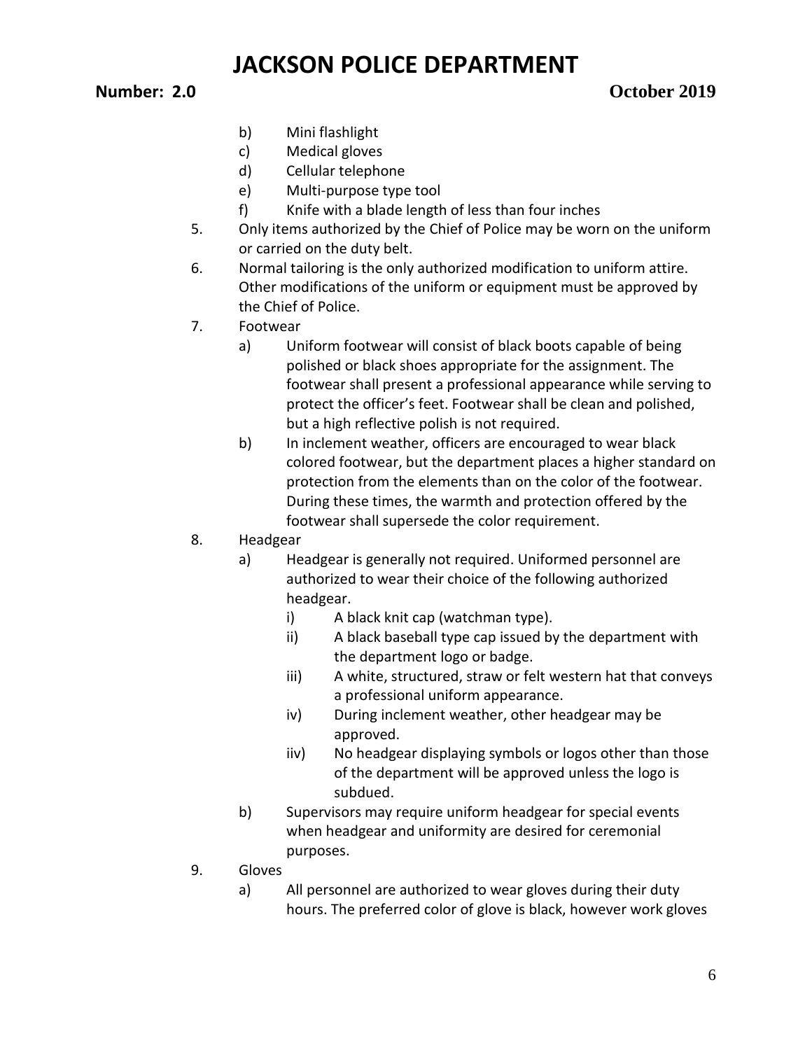b) Mini flashlight
   c) Medical gloves
   d) Cellular telephone
   e) Multi-purpose type tool
   f) Knife with a blade length of less than four inches

5. Only items authorized by the Chief of Police may be worn on the uniform or carried on the duty belt.
6. Normal tailoring is the only authorized modification to uniform attire. Other modifications of the uniform or equipment must be approved by the Chief of Police.
7. Footwear
   a) Uniform footwear will consist of black boots capable of being polished or black shoes appropriate for the assignment. The footwear shall present a professional appearance while serving to protect the officer's feet. Footwear shall be clean and polished, but a high reflective polish is not required.
   b) In inclement weather, officers are encouraged to wear black colored footwear, but the department places a higher standard on protection from the elements than on the color of the footwear. During these times, the warmth and protection offered by the footwear shall supersede the color requirement.
8. Headgear
   a) Headgear is generally not required. Uniformed personnel are authorized to wear their choice of the following authorized headgear.
      i) A black knit cap (watchman type).
      ii) A black baseball type cap issued by the department with the department logo or badge.
      iii) A white, structured, straw or felt western hat that conveys a professional uniform appearance.
      iv) During inclement weather, other headgear may be approved.
      iiv) No headgear displaying symbols or logos other than those of the department will be approved unless the logo is subdued.
   b) Supervisors may require uniform headgear for special events when headgear and uniformity are desired for ceremonial purposes.
9. Gloves
   a) All personnel are authorized to wear gloves during their duty hours. The preferred color of glove is black, however work gloves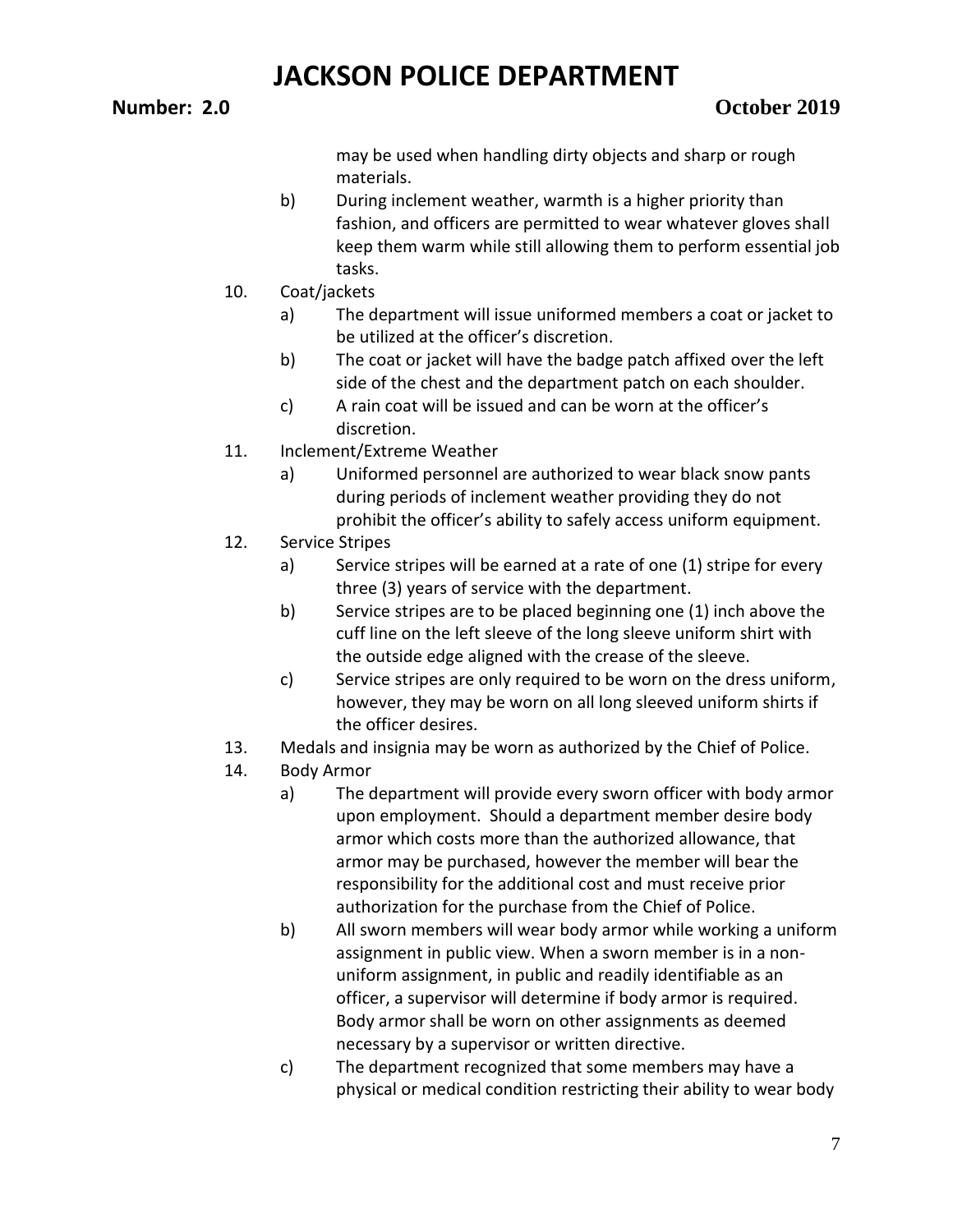may be used when handling dirty objects and sharp or rough materials.

b) During inclement weather, warmth is a higher priority than fashion, and officers are permitted to wear whatever gloves shall keep them warm while still allowing them to perform essential job tasks.

10. Coat/jackets
    a) The department will issue uniformed members a coat or jacket to be utilized at the officer's discretion.
    b) The coat or jacket will have the badge patch affixed over the left side of the chest and the department patch on each shoulder.
    c) A rain coat will be issued and can be worn at the officer's discretion.
11. Inclement/Extreme Weather
    a) Uniformed personnel are authorized to wear black snow pants during periods of inclement weather providing they do not prohibit the officer's ability to safely access uniform equipment.
12. Service Stripes
    a) Service stripes will be earned at a rate of one (1) stripe for every three (3) years of service with the department.
    b) Service stripes are to be placed beginning one (1) inch above the cuff line on the left sleeve of the long sleeve uniform shirt with the outside edge aligned with the crease of the sleeve.
    c) Service stripes are only required to be worn on the dress uniform, however, they may be worn on all long sleeved uniform shirts if the officer desires.
13. Medals and insignia may be worn as authorized by the Chief of Police.
14. Body Armor
    a) The department will provide every sworn officer with body armor upon employment. Should a department member desire body armor which costs more than the authorized allowance, that armor may be purchased, however the member will bear the responsibility for the additional cost and must receive prior authorization for the purchase from the Chief of Police.
    b) All sworn members will wear body armor while working a uniform assignment in public view. When a sworn member is in a non-uniform assignment, in public and readily identifiable as an officer, a supervisor will determine if body armor is required. Body armor shall be worn on other assignments as deemed necessary by a supervisor or written directive.
    c) The department recognized that some members may have a physical or medical condition restricting their ability to wear body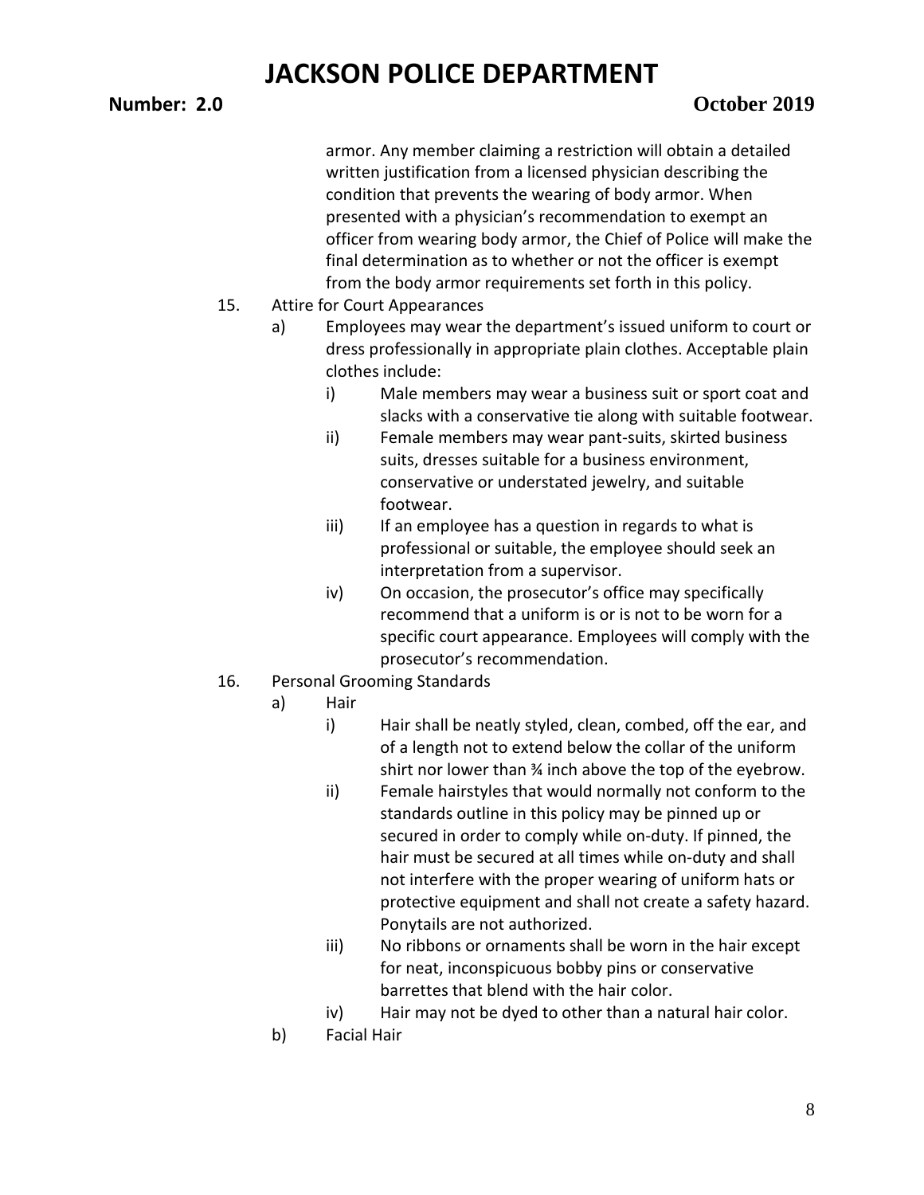armor. Any member claiming a restriction will obtain a detailed written justification from a licensed physician describing the condition that prevents the wearing of body armor. When presented with a physician's recommendation to exempt an officer from wearing body armor, the Chief of Police will make the final determination as to whether or not the officer is exempt from the body armor requirements set forth in this policy.

15. Attire for Court Appearances
    a) Employees may wear the department's issued uniform to court or dress professionally in appropriate plain clothes. Acceptable plain clothes include:
        i) Male members may wear a business suit or sport coat and slacks with a conservative tie along with suitable footwear.
        ii) Female members may wear pant-suits, skirted business suits, dresses suitable for a business environment, conservative or understated jewelry, and suitable footwear.
        iii) If an employee has a question in regards to what is professional or suitable, the employee should seek an interpretation from a supervisor.
        iv) On occasion, the prosecutor's office may specifically recommend that a uniform is or is not to be worn for a specific court appearance. Employees will comply with the prosecutor's recommendation.

16. Personal Grooming Standards
    a) Hair
        i) Hair shall be neatly styled, clean, combed, off the ear, and of a length not to extend below the collar of the uniform shirt nor lower than ¾ inch above the top of the eyebrow.
        ii) Female hairstyles that would normally not conform to the standards outline in this policy may be pinned up or secured in order to comply while on-duty. If pinned, the hair must be secured at all times while on-duty and shall not interfere with the proper wearing of uniform hats or protective equipment and shall not create a safety hazard. Ponytails are not authorized.
        iii) No ribbons or ornaments shall be worn in the hair except for neat, inconspicuous bobby pins or conservative barrettes that blend with the hair color.
        iv) Hair may not be dyed to other than a natural hair color.
    b) Facial Hair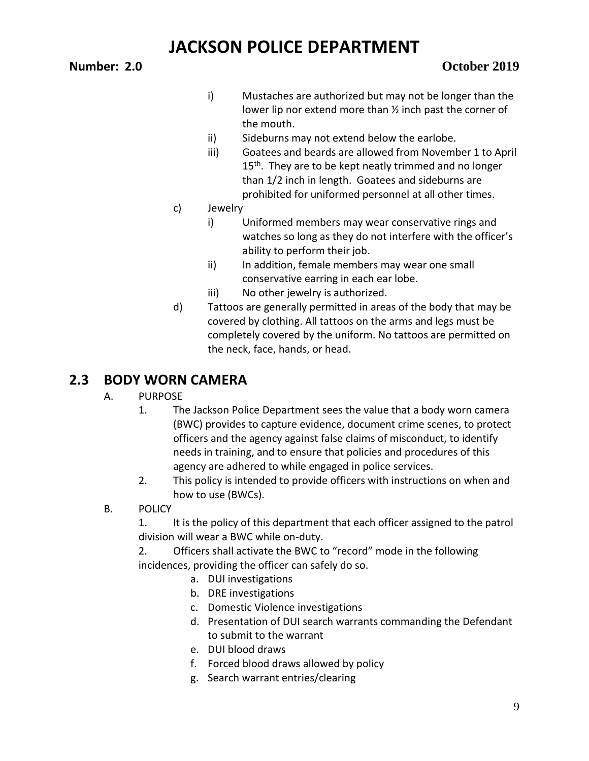i) Mustaches are authorized but may not be longer than the lower lip nor extend more than ½ inch past the corner of the mouth.

ii) Sideburns may not extend below the earlobe.

iii) Goatees and beards are allowed from November 1 to April 15th. They are to be kept neatly trimmed and no longer than 1/2 inch in length. Goatees and sideburns are prohibited for uniformed personnel at all other times.

c) Jewelry

i) Uniformed members may wear conservative rings and watches so long as they do not interfere with the officer's ability to perform their job.

ii) In addition, female members may wear one small conservative earring in each ear lobe.

iii) No other jewelry is authorized.

d) Tattoos are generally permitted in areas of the body that may be covered by clothing. All tattoos on the arms and legs must be completely covered by the uniform. No tattoos are permitted on the neck, face, hands, or head.

## 2.3 BODY WORN CAMERA

A. PURPOSE

1. The Jackson Police Department sees the value that a body worn camera (BWC) provides to capture evidence, document crime scenes, to protect officers and the agency against false claims of misconduct, to identify needs in training, and to ensure that policies and procedures of this agency are adhered to while engaged in police services.
2. This policy is intended to provide officers with instructions on when and how to use (BWCs).

B. POLICY

1. It is the policy of this department that each officer assigned to the patrol division will wear a BWC while on-duty.
2. Officers shall activate the BWC to "record" mode in the following incidences, providing the officer can safely do so.
   a. DUI investigations
   b. DRE investigations
   c. Domestic Violence investigations
   d. Presentation of DUI search warrants commanding the Defendant to submit to the warrant
   e. DUI blood draws
   f. Forced blood draws allowed by policy
   g. Search warrant entries/clearing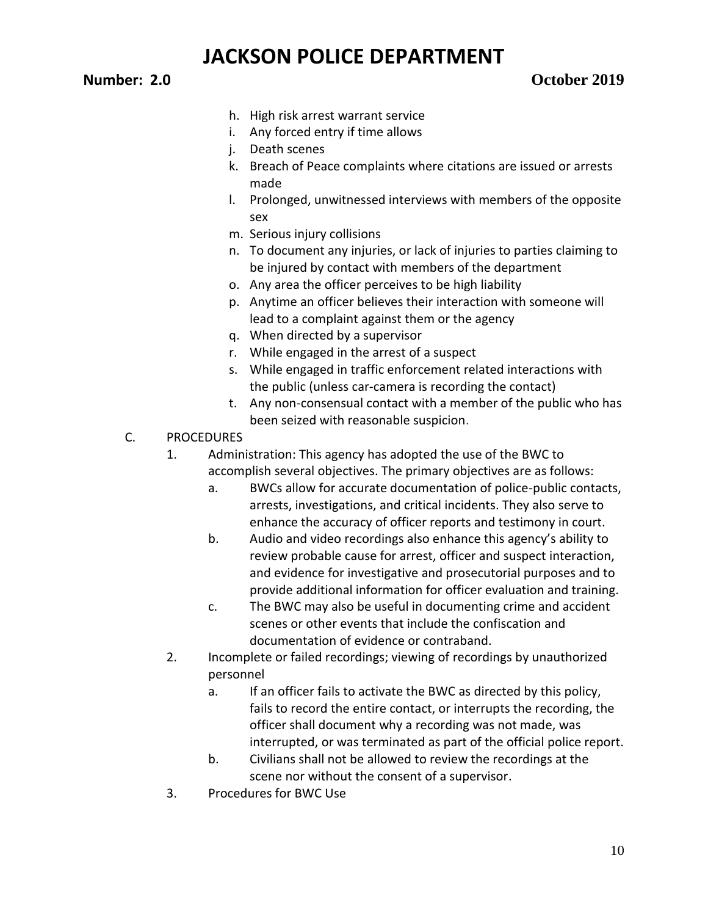h. High risk arrest warrant service
i. Any forced entry if time allows
j. Death scenes
k. Breach of Peace complaints where citations are issued or arrests made
l. Prolonged, unwitnessed interviews with members of the opposite sex
m. Serious injury collisions
n. To document any injuries, or lack of injuries to parties claiming to be injured by contact with members of the department
o. Any area the officer perceives to be high liability
p. Anytime an officer believes their interaction with someone will lead to a complaint against them or the agency
q. When directed by a supervisor
r. While engaged in the arrest of a suspect
s. While engaged in traffic enforcement related interactions with the public (unless car-camera is recording the contact)
t. Any non-consensual contact with a member of the public who has been seized with reasonable suspicion.

C. PROCEDURES

1. Administration: This agency has adopted the use of the BWC to accomplish several objectives. The primary objectives are as follows:
   a. BWCs allow for accurate documentation of police-public contacts, arrests, investigations, and critical incidents. They also serve to enhance the accuracy of officer reports and testimony in court.
   b. Audio and video recordings also enhance this agency's ability to review probable cause for arrest, officer and suspect interaction, and evidence for investigative and prosecutorial purposes and to provide additional information for officer evaluation and training.
   c. The BWC may also be useful in documenting crime and accident scenes or other events that include the confiscation and documentation of evidence or contraband.
2. Incomplete or failed recordings; viewing of recordings by unauthorized personnel
   a. If an officer fails to activate the BWC as directed by this policy, fails to record the entire contact, or interrupts the recording, the officer shall document why a recording was not made, was interrupted, or was terminated as part of the official police report.
   b. Civilians shall not be allowed to review the recordings at the scene nor without the consent of a supervisor.
3. Procedures for BWC Use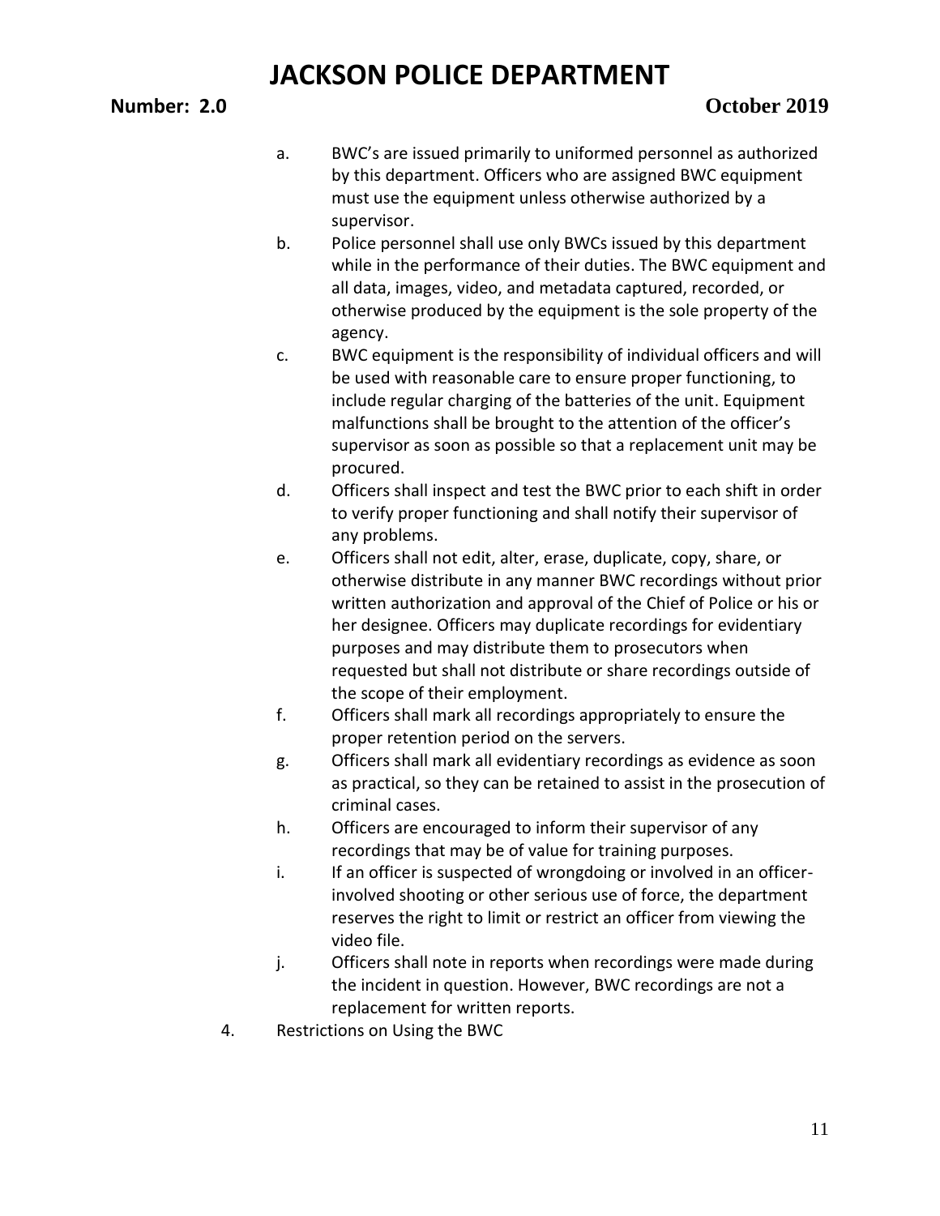a. BWC's are issued primarily to uniformed personnel as authorized by this department. Officers who are assigned BWC equipment must use the equipment unless otherwise authorized by a supervisor.

b. Police personnel shall use only BWCs issued by this department while in the performance of their duties. The BWC equipment and all data, images, video, and metadata captured, recorded, or otherwise produced by the equipment is the sole property of the agency.

c. BWC equipment is the responsibility of individual officers and will be used with reasonable care to ensure proper functioning, to include regular charging of the batteries of the unit. Equipment malfunctions shall be brought to the attention of the officer's supervisor as soon as possible so that a replacement unit may be procured.

d. Officers shall inspect and test the BWC prior to each shift in order to verify proper functioning and shall notify their supervisor of any problems.

e. Officers shall not edit, alter, erase, duplicate, copy, share, or otherwise distribute in any manner BWC recordings without prior written authorization and approval of the Chief of Police or his or her designee. Officers may duplicate recordings for evidentiary purposes and may distribute them to prosecutors when requested but shall not distribute or share recordings outside of the scope of their employment.

f. Officers shall mark all recordings appropriately to ensure the proper retention period on the servers.

g. Officers shall mark all evidentiary recordings as evidence as soon as practical, so they can be retained to assist in the prosecution of criminal cases.

h. Officers are encouraged to inform their supervisor of any recordings that may be of value for training purposes.

i. If an officer is suspected of wrongdoing or involved in an officer-involved shooting or other serious use of force, the department reserves the right to limit or restrict an officer from viewing the video file.

j. Officers shall note in reports when recordings were made during the incident in question. However, BWC recordings are not a replacement for written reports.

4. Restrictions on Using the BWC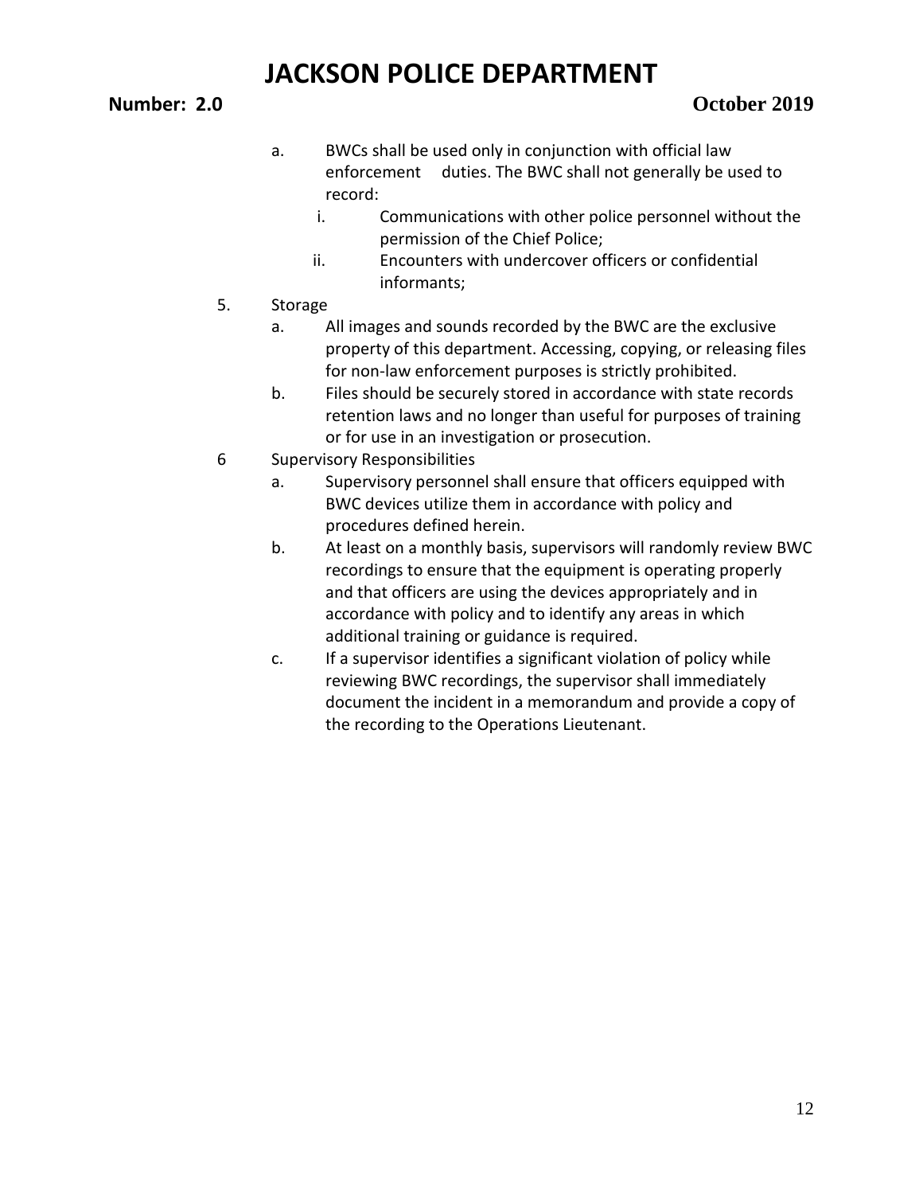a. BWCs shall be used only in conjunction with official law enforcement duties. The BWC shall not generally be used to record:
   i. Communications with other police personnel without the permission of the Chief Police;
   ii. Encounters with undercover officers or confidential informants;

5. Storage
   a. All images and sounds recorded by the BWC are the exclusive property of this department. Accessing, copying, or releasing files for non-law enforcement purposes is strictly prohibited.
   b. Files should be securely stored in accordance with state records retention laws and no longer than useful for purposes of training or for use in an investigation or prosecution.

6 Supervisory Responsibilities
   a. Supervisory personnel shall ensure that officers equipped with BWC devices utilize them in accordance with policy and procedures defined herein.
   b. At least on a monthly basis, supervisors will randomly review BWC recordings to ensure that the equipment is operating properly and that officers are using the devices appropriately and in accordance with policy and to identify any areas in which additional training or guidance is required.
   c. If a supervisor identifies a significant violation of policy while reviewing BWC recordings, the supervisor shall immediately document the incident in a memorandum and provide a copy of the recording to the Operations Lieutenant.